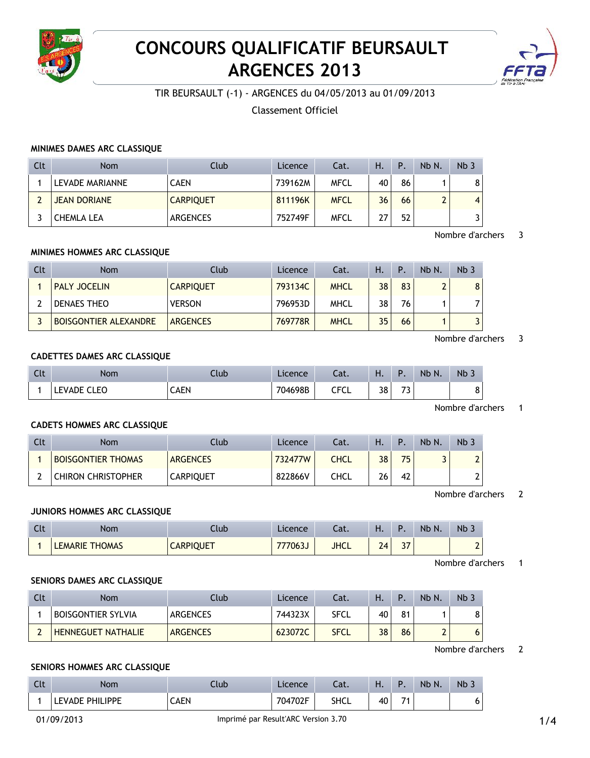# CONCOURS QUALIFICATIF BEURSAULT ARGENCES 2013

TIR BEURSAULT (-1) - ARGENCES du 04/05/2013 au 01/09/2013

Classement Officiel

### MINIMES DAMES ARC CLASSIQUE

| Clt | Nom | Club | Licence | Cat. | H. | P. | Nb N. | Nb 3 |
|---|---|---|---|---|---|---|---|---|
| 1 | LEVADE MARIANNE | CAEN | 739162M | MFCL | 40 | 86 | 1 | 8 |
| 2 | JEAN DORIANE | CARPIQUET | 811196K | MFCL | 36 | 66 | 2 | 4 |
| 3 | CHEMLA LEA | ARGENCES | 752749F | MFCL | 27 | 52 | | 3 |

Nombre d'archers 3

### MINIMES HOMMES ARC CLASSIQUE

| Clt | Nom | Club | Licence | Cat. | H. | P. | Nb N. | Nb 3 |
|---|---|---|---|---|---|---|---|---|
| 1 | PALY JOCELIN | CARPIQUET | 793134C | MHCL | 38 | 83 | 2 | 8 |
| 2 | DENAES THEO | VERSON | 796953D | MHCL | 38 | 76 | 1 | 7 |
| 3 | BOISGONTIER ALEXANDRE | ARGENCES | 769778R | MHCL | 35 | 66 | 1 | 3 |

Nombre d'archers 3

### CADETTES DAMES ARC CLASSIQUE

| Clt | Nom | Club | Licence | Cat. | H. | P. | Nb N. | Nb 3 |
|---|---|---|---|---|---|---|---|---|
| 1 | LEVADE CLEO | CAEN | 704698B | CFCL | 38 | 73 | | 8 |

Nombre d'archers 1

### CADETS HOMMES ARC CLASSIQUE

| Clt | Nom | Club | Licence | Cat. | H. | P. | Nb N. | Nb 3 |
|---|---|---|---|---|---|---|---|---|
| 1 | BOISGONTIER THOMAS | ARGENCES | 732477W | CHCL | 38 | 75 | 3 | 2 |
| 2 | CHIRON CHRISTOPHER | CARPIQUET | 822866V | CHCL | 26 | 42 | | 2 |

Nombre d'archers 2

### JUNIORS HOMMES ARC CLASSIQUE

| Clt | Nom | Club | Licence | Cat. | H. | P. | Nb N. | Nb 3 |
|---|---|---|---|---|---|---|---|---|
| 1 | LEMARIE THOMAS | CARPIQUET | 777063J | JHCL | 24 | 37 | | 2 |

Nombre d'archers 1

### SENIORS DAMES ARC CLASSIQUE

| Clt | Nom | Club | Licence | Cat. | H. | P. | Nb N. | Nb 3 |
|---|---|---|---|---|---|---|---|---|
| 1 | BOISGONTIER SYLVIA | ARGENCES | 744323X | SFCL | 40 | 81 | 1 | 8 |
| 2 | HENNEGUET NATHALIE | ARGENCES | 623072C | SFCL | 38 | 86 | 2 | 6 |

Nombre d'archers 2

### SENIORS HOMMES ARC CLASSIQUE

| Clt | Nom | Club | Licence | Cat. | H. | P. | Nb N. | Nb 3 |
|---|---|---|---|---|---|---|---|---|
| 1 | LEVADE PHILIPPE | CAEN | 704702F | SHCL | 40 | 71 | | 6 |

01/09/2013 Imprimé par Result'ARC Version 3.70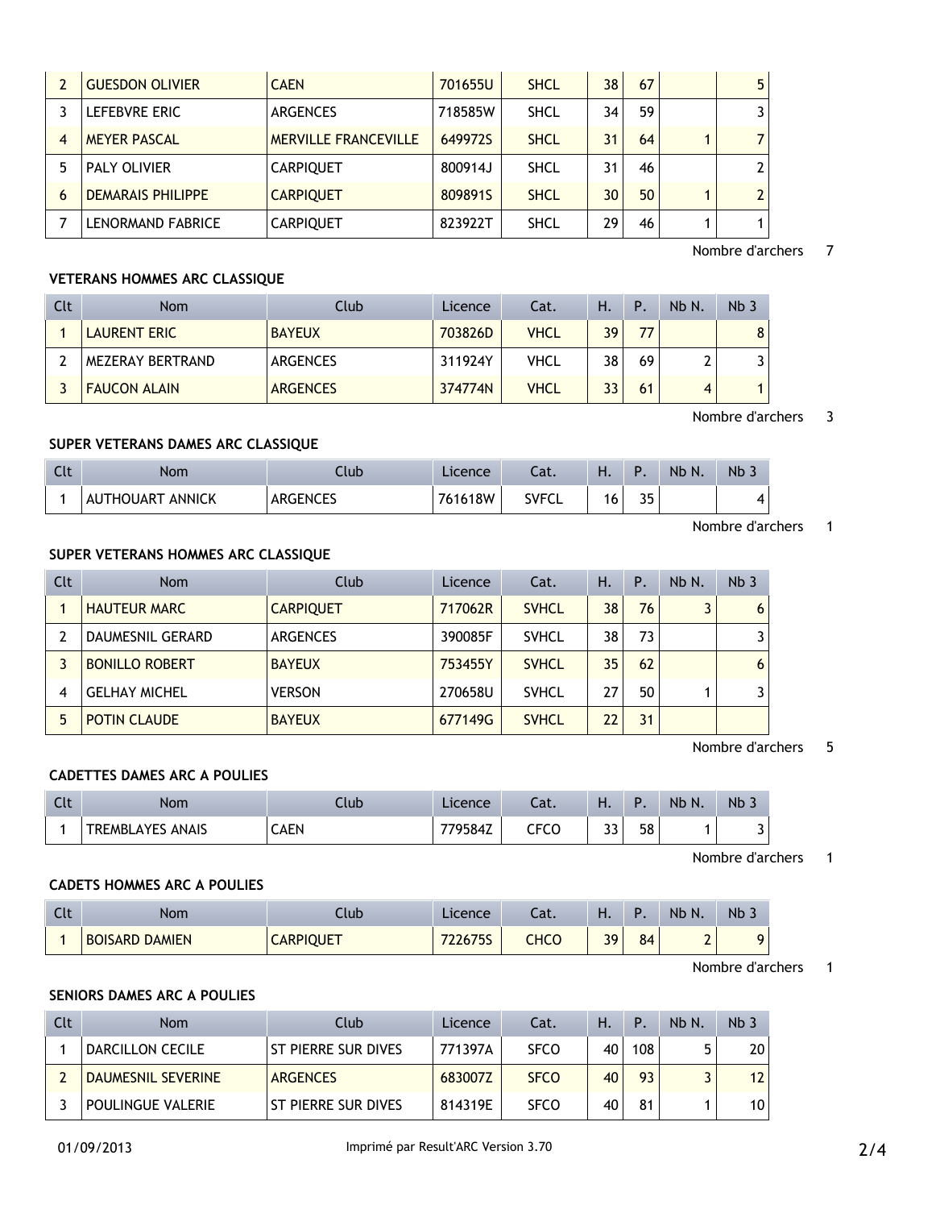| Clt | Nom | Club | Licence | Cat. | H. | P. | Nb N. | Nb 3 |
|---|---|---|---|---|---|---|---|---|
| 2 | GUESDON OLIVIER | CAEN | 701655U | SHCL | 38 | 67 | | 5 |
| 3 | LEFEBVRE ERIC | ARGENCES | 718585W | SHCL | 34 | 59 | | 3 |
| 4 | MEYER PASCAL | MERVILLE FRANCEVILLE | 649972S | SHCL | 31 | 64 | 1 | 7 |
| 5 | PALY OLIVIER | CARPIQUET | 800914J | SHCL | 31 | 46 | | 2 |
| 6 | DEMARAIS PHILIPPE | CARPIQUET | 809891S | SHCL | 30 | 50 | 1 | 2 |
| 7 | LENORMAND FABRICE | CARPIQUET | 823922T | SHCL | 29 | 46 | 1 | 1 |

Nombre d'archers 7

### VETERANS HOMMES ARC CLASSIQUE

| Clt | Nom | Club | Licence | Cat. | H. | P. | Nb N. | Nb 3 |
|---|---|---|---|---|---|---|---|---|
| 1 | LAURENT ERIC | BAYEUX | 703826D | VHCL | 39 | 77 | | 8 |
| 2 | MEZERAY BERTRAND | ARGENCES | 311924Y | VHCL | 38 | 69 | 2 | 3 |
| 3 | FAUCON ALAIN | ARGENCES | 374774N | VHCL | 33 | 61 | 4 | 1 |

Nombre d'archers 3

### SUPER VETERANS DAMES ARC CLASSIQUE

| Clt | Nom | Club | Licence | Cat. | H. | P. | Nb N. | Nb 3 |
|---|---|---|---|---|---|---|---|---|
| 1 | AUTHOUART ANNICK | ARGENCES | 761618W | SVFCL | 16 | 35 | | 4 |

Nombre d'archers 1

### SUPER VETERANS HOMMES ARC CLASSIQUE

| Clt | Nom | Club | Licence | Cat. | H. | P. | Nb N. | Nb 3 |
|---|---|---|---|---|---|---|---|---|
| 1 | HAUTEUR MARC | CARPIQUET | 717062R | SVHCL | 38 | 76 | 3 | 6 |
| 2 | DAUMESNIL GERARD | ARGENCES | 390085F | SVHCL | 38 | 73 | | 3 |
| 3 | BONILLO ROBERT | BAYEUX | 753455Y | SVHCL | 35 | 62 | | 6 |
| 4 | GELHAY MICHEL | VERSON | 270658U | SVHCL | 27 | 50 | 1 | 3 |
| 5 | POTIN CLAUDE | BAYEUX | 677149G | SVHCL | 22 | 31 | | |

Nombre d'archers 5

### CADETTES DAMES ARC A POULIES

| Clt | Nom | Club | Licence | Cat. | H. | P. | Nb N. | Nb 3 |
|---|---|---|---|---|---|---|---|---|
| 1 | TREMBLAYES ANAIS | CAEN | 779584Z | CFCO | 33 | 58 | 1 | 3 |

Nombre d'archers 1

### CADETS HOMMES ARC A POULIES

| Clt | Nom | Club | Licence | Cat. | H. | P. | Nb N. | Nb 3 |
|---|---|---|---|---|---|---|---|---|
| 1 | BOISARD DAMIEN | CARPIQUET | 722675S | CHCO | 39 | 84 | 2 | 9 |

Nombre d'archers 1

### SENIORS DAMES ARC A POULIES

| Clt | Nom | Club | Licence | Cat. | H. | P. | Nb N. | Nb 3 |
|---|---|---|---|---|---|---|---|---|
| 1 | DARCILLON CECILE | ST PIERRE SUR DIVES | 771397A | SFCO | 40 | 108 | 5 | 20 |
| 2 | DAUMESNIL SEVERINE | ARGENCES | 683007Z | SFCO | 40 | 93 | 3 | 12 |
| 3 | POULINGUE VALERIE | ST PIERRE SUR DIVES | 814319E | SFCO | 40 | 81 | 1 | 10 |

01/09/2013 Imprimé par Result'ARC Version 3.70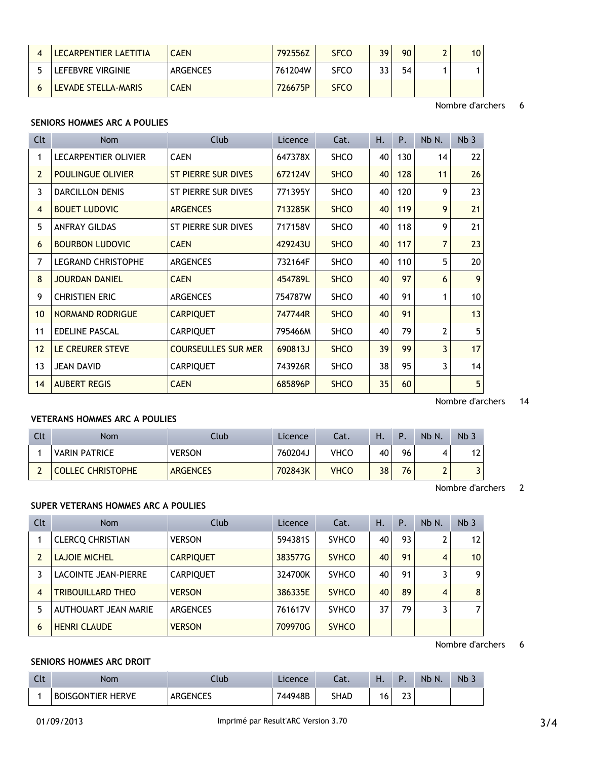| Clt | Nom | Club | Licence | Cat. | H. | P. | Nb N. | Nb 3 |
|---|---|---|---|---|---|---|---|---|
| 4 | LECARPENTIER LAETITIA | CAEN | 792556Z | SFCO | 39 | 90 | 2 | 10 |
| 5 | LEFEBVRE VIRGINIE | ARGENCES | 761204W | SFCO | 33 | 54 | 1 | 1 |
| 6 | LEVADE STELLA-MARIS | CAEN | 726675P | SFCO | | | | |

Nombre d'archers 6

**SENIORS HOMMES ARC A POULIES**

| Clt | Nom | Club | Licence | Cat. | H. | P. | Nb N. | Nb 3 |
|---|---|---|---|---|---|---|---|---|
| 1 | LECARPENTIER OLIVIER | CAEN | 647378X | SHCO | 40 | 130 | 14 | 22 |
| 2 | POULINGUE OLIVIER | ST PIERRE SUR DIVES | 672124V | SHCO | 40 | 128 | 11 | 26 |
| 3 | DARCILLON DENIS | ST PIERRE SUR DIVES | 771395Y | SHCO | 40 | 120 | 9 | 23 |
| 4 | BOUET LUDOVIC | ARGENCES | 713285K | SHCO | 40 | 119 | 9 | 21 |
| 5 | ANFRAY GILDAS | ST PIERRE SUR DIVES | 717158V | SHCO | 40 | 118 | 9 | 21 |
| 6 | BOURBON LUDOVIC | CAEN | 429243U | SHCO | 40 | 117 | 7 | 23 |
| 7 | LEGRAND CHRISTOPHE | ARGENCES | 732164F | SHCO | 40 | 110 | 5 | 20 |
| 8 | JOURDAN DANIEL | CAEN | 454789L | SHCO | 40 | 97 | 6 | 9 |
| 9 | CHRISTIEN ERIC | ARGENCES | 754787W | SHCO | 40 | 91 | 1 | 10 |
| 10 | NORMAND RODRIGUE | CARPIQUET | 747744R | SHCO | 40 | 91 | | 13 |
| 11 | EDELINE PASCAL | CARPIQUET | 795466M | SHCO | 40 | 79 | 2 | 5 |
| 12 | LE CREURER STEVE | COURSEULLES SUR MER | 690813J | SHCO | 39 | 99 | 3 | 17 |
| 13 | JEAN DAVID | CARPIQUET | 743926R | SHCO | 38 | 95 | 3 | 14 |
| 14 | AUBERT REGIS | CAEN | 685896P | SHCO | 35 | 60 | | 5 |

Nombre d'archers 14

**VETERANS HOMMES ARC A POULIES**

| Clt | Nom | Club | Licence | Cat. | H. | P. | Nb N. | Nb 3 |
|---|---|---|---|---|---|---|---|---|
| 1 | VARIN PATRICE | VERSON | 760204J | VHCO | 40 | 96 | 4 | 12 |
| 2 | COLLEC CHRISTOPHE | ARGENCES | 702843K | VHCO | 38 | 76 | 2 | 3 |

Nombre d'archers 2

**SUPER VETERANS HOMMES ARC A POULIES**

| Clt | Nom | Club | Licence | Cat. | H. | P. | Nb N. | Nb 3 |
|---|---|---|---|---|---|---|---|---|
| 1 | CLERCQ CHRISTIAN | VERSON | 594381S | SVHCO | 40 | 93 | 2 | 12 |
| 2 | LAJOIE MICHEL | CARPIQUET | 383577G | SVHCO | 40 | 91 | 4 | 10 |
| 3 | LACOINTE JEAN-PIERRE | CARPIQUET | 324700K | SVHCO | 40 | 91 | 3 | 9 |
| 4 | TRIBOUILLARD THEO | VERSON | 386335E | SVHCO | 40 | 89 | 4 | 8 |
| 5 | AUTHOUART JEAN MARIE | ARGENCES | 761617V | SVHCO | 37 | 79 | 3 | 7 |
| 6 | HENRI CLAUDE | VERSON | 709970G | SVHCO | | | | |

Nombre d'archers 6

**SENIORS HOMMES ARC DROIT**

| Clt | Nom | Club | Licence | Cat. | H. | P. | Nb N. | Nb 3 |
|---|---|---|---|---|---|---|---|---|
| 1 | BOISGONTIER HERVE | ARGENCES | 744948B | SHAD | 16 | 23 | | |

01/09/2013 Imprimé par Result'ARC Version 3.70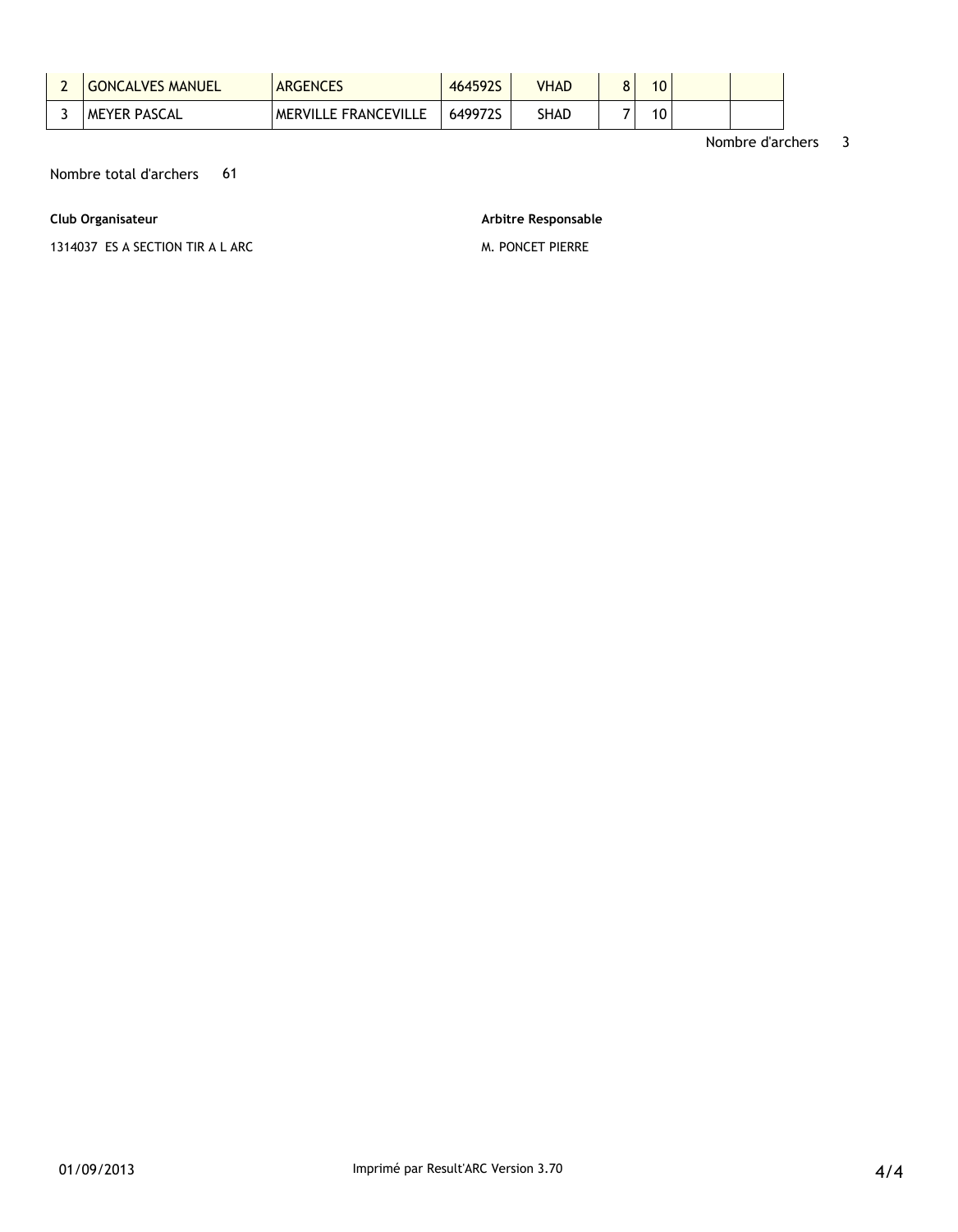| | | | | | | | | |
|---|---|---|---|---|---|---|---|---|
| 2 | GONCALVES MANUEL | ARGENCES | 464592S | VHAD | 8 | 10 | | |
| 3 | MEYER PASCAL | MERVILLE FRANCEVILLE | 649972S | SHAD | 7 | 10 | | |

Nombre d'archers 3

Nombre total d'archers 61

**Club Organisateur**

1314037 ES A SECTION TIR A L ARC

**Arbitre Responsable**

M. PONCET PIERRE

01/09/2013 Imprimé par Result'ARC Version 3.70